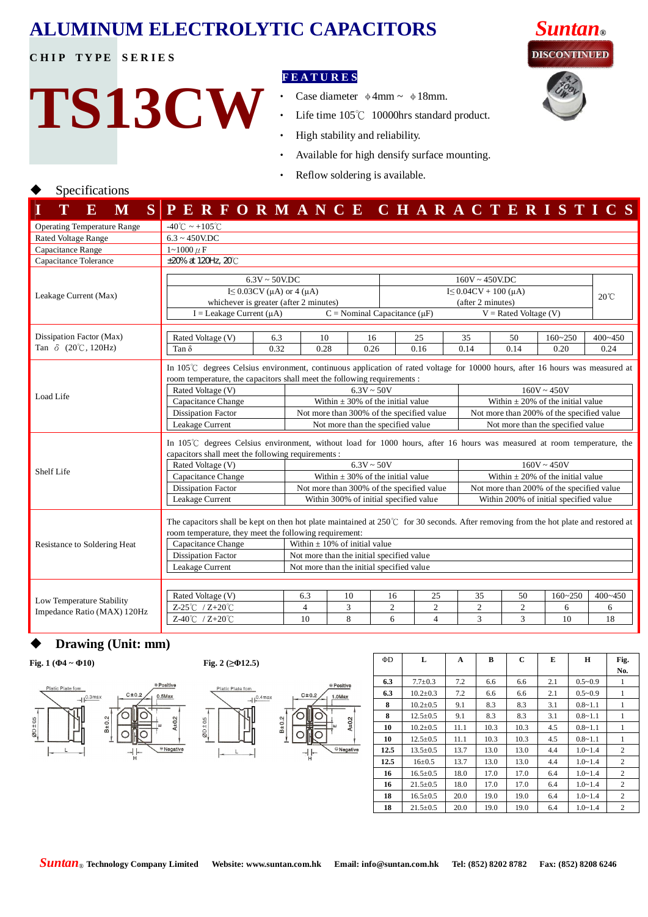# ALUMINUM ELECTROLYTIC CAPACITORS

**CHIP TYPE SERIES**

# TS13CW

Suntan®

DISCONTINUED

**FEATURES**

- Case diameter ϕ4mm ~ ϕ18mm.
- Life time 105℃ 10000hrs standard product.
- High stability and reliability.
- Available for high densify surface mounting.
- Reflow soldering is available.

## Specifications

| ITEMS | PERFORMANCE CHARACTERISTICS |
|---|---|
| Operating Temperature Range | -40℃ ~ +105℃ |
| Rated Voltage Range | 6.3 ~ 450V.DC |
| Capacitance Range | 1~1000 μF |
| Capacitance Tolerance | ±20% at 120Hz, 20℃ |

**Leakage Current (Max)**

| 6.3V ~ 50V.DC | 160V ~ 450V.DC | 20℃ |
|---|---|---|
| I≤ 0.03CV (μA) or 4 (μA) whichever is greater (after 2 minutes) | I≤ 0.04CV + 100 (μA) (after 2 minutes) | |
| I = Leakage Current (μA) C = Nominal Capacitance (μF) V = Rated Voltage (V) | | |

**Dissipation Factor (Max) Tan δ (20℃, 120Hz)**

| Rated Voltage (V) | 6.3 | 10 | 16 | 25 | 35 | 50 | 160~250 | 400~450 |
|---|---|---|---|---|---|---|---|---|
| Tan δ | 0.32 | 0.28 | 0.26 | 0.16 | 0.14 | 0.14 | 0.20 | 0.24 |

**Load Life**

In 105℃ degrees Celsius environment, continuous application of rated voltage for 10000 hours, after 16 hours was measured at room temperature, the capacitors shall meet the following requirements :

| Rated Voltage (V) | 6.3V ~ 50V | 160V ~ 450V |
|---|---|---|
| Capacitance Change | Within ± 30% of the initial value | Within ± 20% of the initial value |
| Dissipation Factor | Not more than 300% of the specified value | Not more than 200% of the specified value |
| Leakage Current | Not more than the specified value | Not more than the specified value |

**Shelf Life**

In 105℃ degrees Celsius environment, without load for 1000 hours, after 16 hours was measured at room temperature, the capacitors shall meet the following requirements :

| Rated Voltage (V) | 6.3V ~ 50V | 160V ~ 450V |
|---|---|---|
| Capacitance Change | Within ± 30% of the initial value | Within ± 20% of the initial value |
| Dissipation Factor | Not more than 300% of the specified value | Not more than 200% of the specified value |
| Leakage Current | Within 300% of initial specified value | Within 200% of initial specified value |

**Resistance to Soldering Heat**

The capacitors shall be kept on then hot plate maintained at 250℃ for 30 seconds. After removing from the hot plate and restored at room temperature, they meet the following requirement:

| Capacitance Change | Within ± 10% of initial value |
|---|---|
| Dissipation Factor | Not more than the initial specified value |
| Leakage Current | Not more than the initial specified value |

**Low Temperature Stability Impedance Ratio (MAX) 120Hz**

| Rated Voltage (V) | 6.3 | 10 | 16 | 25 | 35 | 50 | 160~250 | 400~450 |
|---|---|---|---|---|---|---|---|---|
| Z-25℃ / Z+20℃ | 4 | 3 | 2 | 2 | 2 | 2 | 6 | 6 |
| Z-40℃ / Z+20℃ | 10 | 8 | 6 | 4 | 3 | 3 | 10 | 18 |

## Drawing (Unit: mm)

**Fig. 1 (Φ4 ~ Φ10)**

**Fig. 2 (≥Φ12.5)**

| ΦD | L | A | B | C | E | H | Fig. No. |
|---|---|---|---|---|---|---|---|
| 6.3 | 7.7±0.3 | 7.2 | 6.6 | 6.6 | 2.1 | 0.5~0.9 | 1 |
| 6.3 | 10.2±0.3 | 7.2 | 6.6 | 6.6 | 2.1 | 0.5~0.9 | 1 |
| 8 | 10.2±0.5 | 9.1 | 8.3 | 8.3 | 3.1 | 0.8~1.1 | 1 |
| 8 | 12.5±0.5 | 9.1 | 8.3 | 8.3 | 3.1 | 0.8~1.1 | 1 |
| 10 | 10.2±0.5 | 11.1 | 10.3 | 10.3 | 4.5 | 0.8~1.1 | 1 |
| 10 | 12.5±0.5 | 11.1 | 10.3 | 10.3 | 4.5 | 0.8~1.1 | 1 |
| 12.5 | 13.5±0.5 | 13.7 | 13.0 | 13.0 | 4.4 | 1.0~1.4 | 2 |
| 12.5 | 16±0.5 | 13.7 | 13.0 | 13.0 | 4.4 | 1.0~1.4 | 2 |
| 16 | 16.5±0.5 | 18.0 | 17.0 | 17.0 | 6.4 | 1.0~1.4 | 2 |
| 16 | 21.5±0.5 | 18.0 | 17.0 | 17.0 | 6.4 | 1.0~1.4 | 2 |
| 18 | 16.5±0.5 | 20.0 | 19.0 | 19.0 | 6.4 | 1.0~1.4 | 2 |
| 18 | 21.5±0.5 | 20.0 | 19.0 | 19.0 | 6.4 | 1.0~1.4 | 2 |

Suntan® Technology Company Limited  Website: www.suntan.com.hk  Email: info@suntan.com.hk  Tel: (852) 8202 8782  Fax: (852) 8208 6246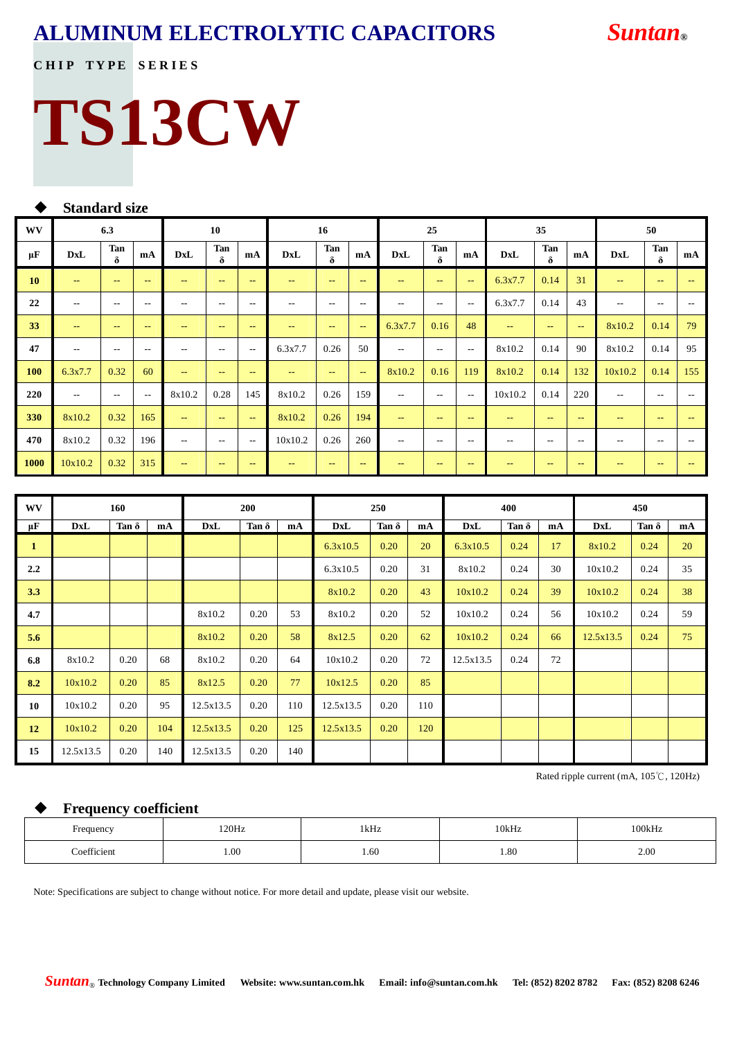# ALUMINUM ELECTROLYTIC CAPACITORS

**Suntan®**

**CHIP TYPE SERIES**

# TS13CW

## ◆ Standard size

| WV | 6.3 | | | 10 | | | 16 | | | 25 | | | 35 | | | 50 | | |
|---|---|---|---|---|---|---|---|---|---|---|---|---|---|---|---|---|---|---|
| μF | DxL | Tan δ | mA | DxL | Tan δ | mA | DxL | Tan δ | mA | DxL | Tan δ | mA | DxL | Tan δ | mA | DxL | Tan δ | mA |
| **10** | -- | -- | -- | -- | -- | -- | -- | -- | -- | -- | -- | -- | 6.3x7.7 | 0.14 | 31 | -- | -- | -- |
| **22** | -- | -- | -- | -- | -- | -- | -- | -- | -- | -- | -- | -- | 6.3x7.7 | 0.14 | 43 | -- | -- | -- |
| **33** | -- | -- | -- | -- | -- | -- | -- | -- | -- | 6.3x7.7 | 0.16 | 48 | -- | -- | -- | 8x10.2 | 0.14 | 79 |
| **47** | -- | -- | -- | -- | -- | -- | 6.3x7.7 | 0.26 | 50 | -- | -- | -- | 8x10.2 | 0.14 | 90 | 8x10.2 | 0.14 | 95 |
| **100** | 6.3x7.7 | 0.32 | 60 | -- | -- | -- | -- | -- | -- | 8x10.2 | 0.16 | 119 | 8x10.2 | 0.14 | 132 | 10x10.2 | 0.14 | 155 |
| **220** | -- | -- | -- | 8x10.2 | 0.28 | 145 | 8x10.2 | 0.26 | 159 | -- | -- | -- | 10x10.2 | 0.14 | 220 | -- | -- | -- |
| **330** | 8x10.2 | 0.32 | 165 | -- | -- | -- | 8x10.2 | 0.26 | 194 | -- | -- | -- | -- | -- | -- | -- | -- | -- |
| **470** | 8x10.2 | 0.32 | 196 | -- | -- | -- | 10x10.2 | 0.26 | 260 | -- | -- | -- | -- | -- | -- | -- | -- | -- |
| **1000** | 10x10.2 | 0.32 | 315 | -- | -- | -- | -- | -- | -- | -- | -- | -- | -- | -- | -- | -- | -- | -- |

| WV | 160 | | | 200 | | | 250 | | | 400 | | | 450 | | |
|---|---|---|---|---|---|---|---|---|---|---|---|---|---|---|---|
| μF | DxL | Tan δ | mA | DxL | Tan δ | mA | DxL | Tan δ | mA | DxL | Tan δ | mA | DxL | Tan δ | mA |
| **1** | | | | | | | 6.3x10.5 | 0.20 | 20 | 6.3x10.5 | 0.24 | 17 | 8x10.2 | 0.24 | 20 |
| **2.2** | | | | | | | 6.3x10.5 | 0.20 | 31 | 8x10.2 | 0.24 | 30 | 10x10.2 | 0.24 | 35 |
| **3.3** | | | | | | | 8x10.2 | 0.20 | 43 | 10x10.2 | 0.24 | 39 | 10x10.2 | 0.24 | 38 |
| **4.7** | | | | 8x10.2 | 0.20 | 53 | 8x10.2 | 0.20 | 52 | 10x10.2 | 0.24 | 56 | 10x10.2 | 0.24 | 59 |
| **5.6** | | | | 8x10.2 | 0.20 | 58 | 8x12.5 | 0.20 | 62 | 10x10.2 | 0.24 | 66 | 12.5x13.5 | 0.24 | 75 |
| **6.8** | 8x10.2 | 0.20 | 68 | 8x10.2 | 0.20 | 64 | 10x10.2 | 0.20 | 72 | 12.5x13.5 | 0.24 | 72 | | | |
| **8.2** | 10x10.2 | 0.20 | 85 | 8x12.5 | 0.20 | 77 | 10x12.5 | 0.20 | 85 | | | | | | |
| **10** | 10x10.2 | 0.20 | 95 | 12.5x13.5 | 0.20 | 110 | 12.5x13.5 | 0.20 | 110 | | | | | | |
| **12** | 10x10.2 | 0.20 | 104 | 12.5x13.5 | 0.20 | 125 | 12.5x13.5 | 0.20 | 120 | | | | | | |
| **15** | 12.5x13.5 | 0.20 | 140 | 12.5x13.5 | 0.20 | 140 | | | | | | | | | |

Rated ripple current (mA, 105℃, 120Hz)

## ◆ Frequency coefficient

| Frequency | 120Hz | 1kHz | 10kHz | 100kHz |
|---|---|---|---|---|
| Coefficient | 1.00 | 1.60 | 1.80 | 2.00 |

Note: Specifications are subject to change without notice. For more detail and update, please visit our website.

**Suntan® Technology Company Limited  Website: www.suntan.com.hk  Email: info@suntan.com.hk  Tel: (852) 8202 8782  Fax: (852) 8208 6246**